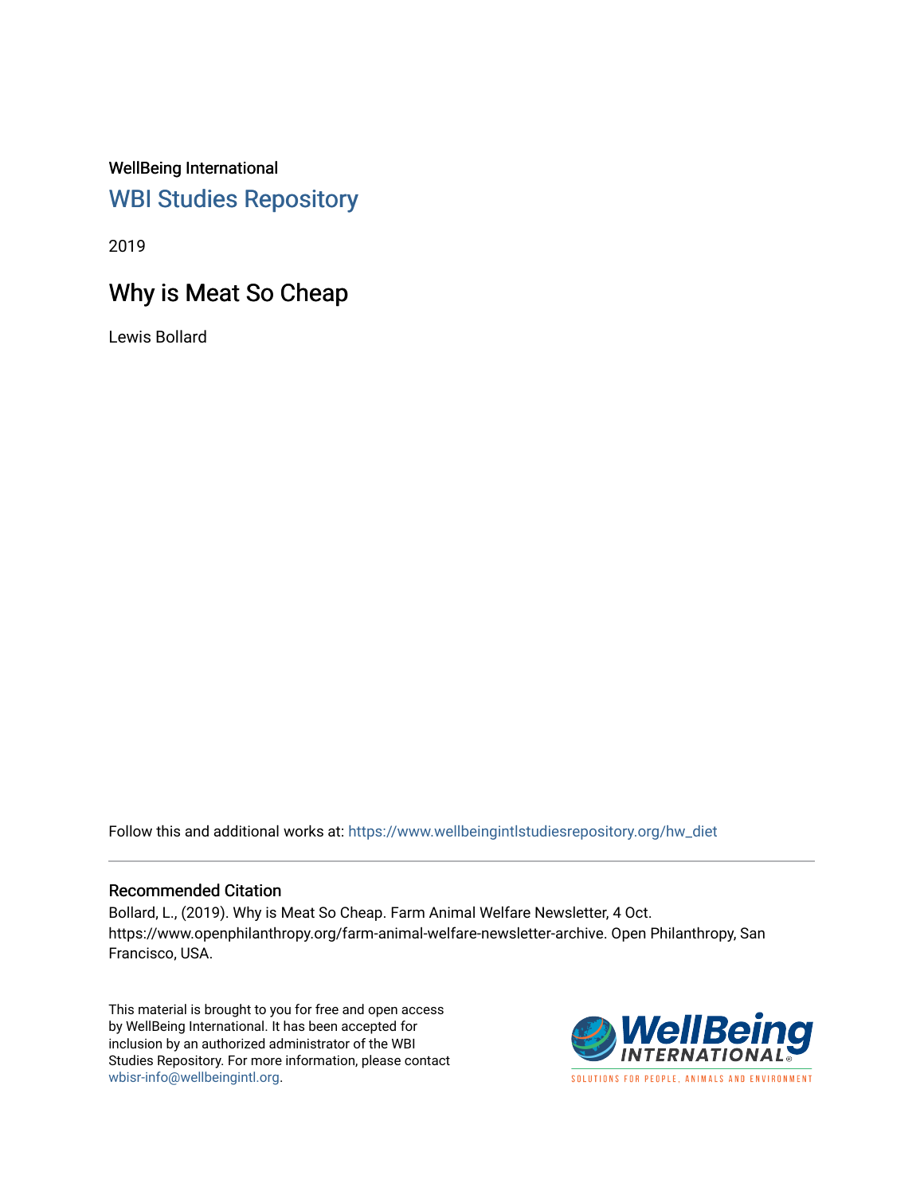WellBeing International

## WBI Studies Repository

2019

# Why is Meat So Cheap

Lewis Bollard

Follow this and additional works at: https://www.wellbeingintlstudiesrepository.org/hw_diet

### Recommended Citation

Bollard, L., (2019). Why is Meat So Cheap. Farm Animal Welfare Newsletter, 4 Oct. https://www.openphilanthropy.org/farm-animal-welfare-newsletter-archive. Open Philanthropy, San Francisco, USA.

This material is brought to you for free and open access by WellBeing International. It has been accepted for inclusion by an authorized administrator of the WBI Studies Repository. For more information, please contact wbisr-info@wellbeingintl.org.

WellBeing INTERNATIONAL

SOLUTIONS FOR PEOPLE, ANIMALS AND ENVIRONMENT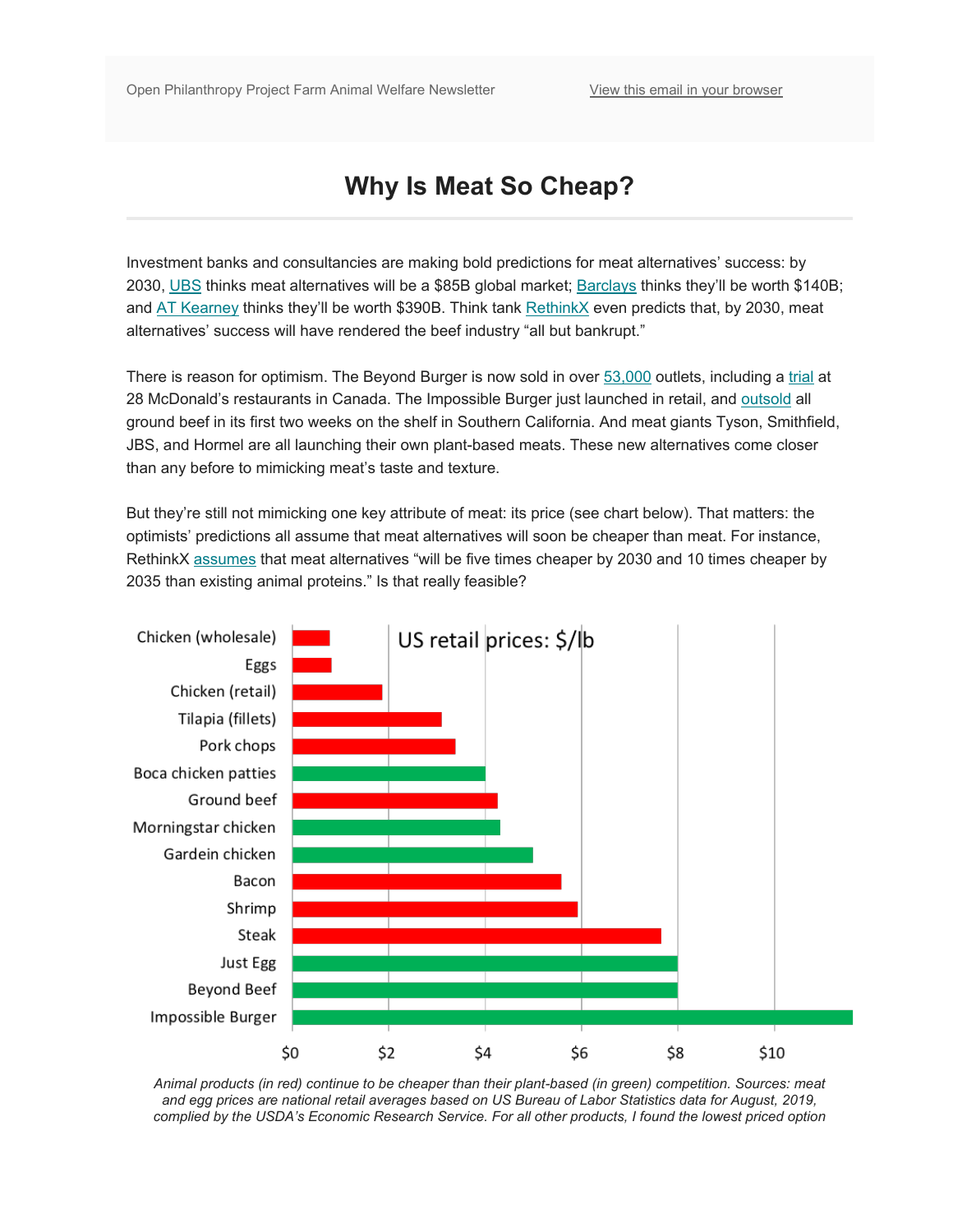Open Philanthropy Project Farm Animal Welfare Newsletter

View this email in your browser

# Why Is Meat So Cheap?

Investment banks and consultancies are making bold predictions for meat alternatives' success: by 2030, UBS thinks meat alternatives will be a $85B global market; Barclays thinks they'll be worth $140B; and AT Kearney thinks they'll be worth $390B. Think tank RethinkX even predicts that, by 2030, meat alternatives' success will have rendered the beef industry "all but bankrupt."

There is reason for optimism. The Beyond Burger is now sold in over 53,000 outlets, including a trial at 28 McDonald's restaurants in Canada. The Impossible Burger just launched in retail, and outsold all ground beef in its first two weeks on the shelf in Southern California. And meat giants Tyson, Smithfield, JBS, and Hormel are all launching their own plant-based meats. These new alternatives come closer than any before to mimicking meat's taste and texture.

But they're still not mimicking one key attribute of meat: its price (see chart below). That matters: the optimists' predictions all assume that meat alternatives will soon be cheaper than meat. For instance, RethinkX assumes that meat alternatives "will be five times cheaper by 2030 and 10 times cheaper by 2035 than existing animal proteins." Is that really feasible?

US retail prices: $/lb

| Product | Type | Approx. price ($/lb) |
|---|---|---|
| Chicken (wholesale) | Animal | ~0.8 |
| Eggs | Animal | ~0.8 |
| Chicken (retail) | Animal | ~1.9 |
| Tilapia (fillets) | Animal | ~3.1 |
| Pork chops | Animal | ~3.4 |
| Boca chicken patties | Plant-based | ~4.0 |
| Ground beef | Animal | ~4.3 |
| Morningstar chicken | Plant-based | ~4.3 |
| Gardein chicken | Plant-based | ~5.0 |
| Bacon | Animal | ~5.6 |
| Shrimp | Animal | ~5.9 |
| Steak | Animal | ~7.7 |
| Just Egg | Plant-based | ~8.0 |
| Beyond Beef | Plant-based | ~8.0 |
| Impossible Burger | Plant-based | ~11.6 |

*Animal products (in red) continue to be cheaper than their plant-based (in green) competition. Sources: meat and egg prices are national retail averages based on US Bureau of Labor Statistics data for August, 2019, complied by the USDA's Economic Research Service. For all other products, I found the lowest priced option*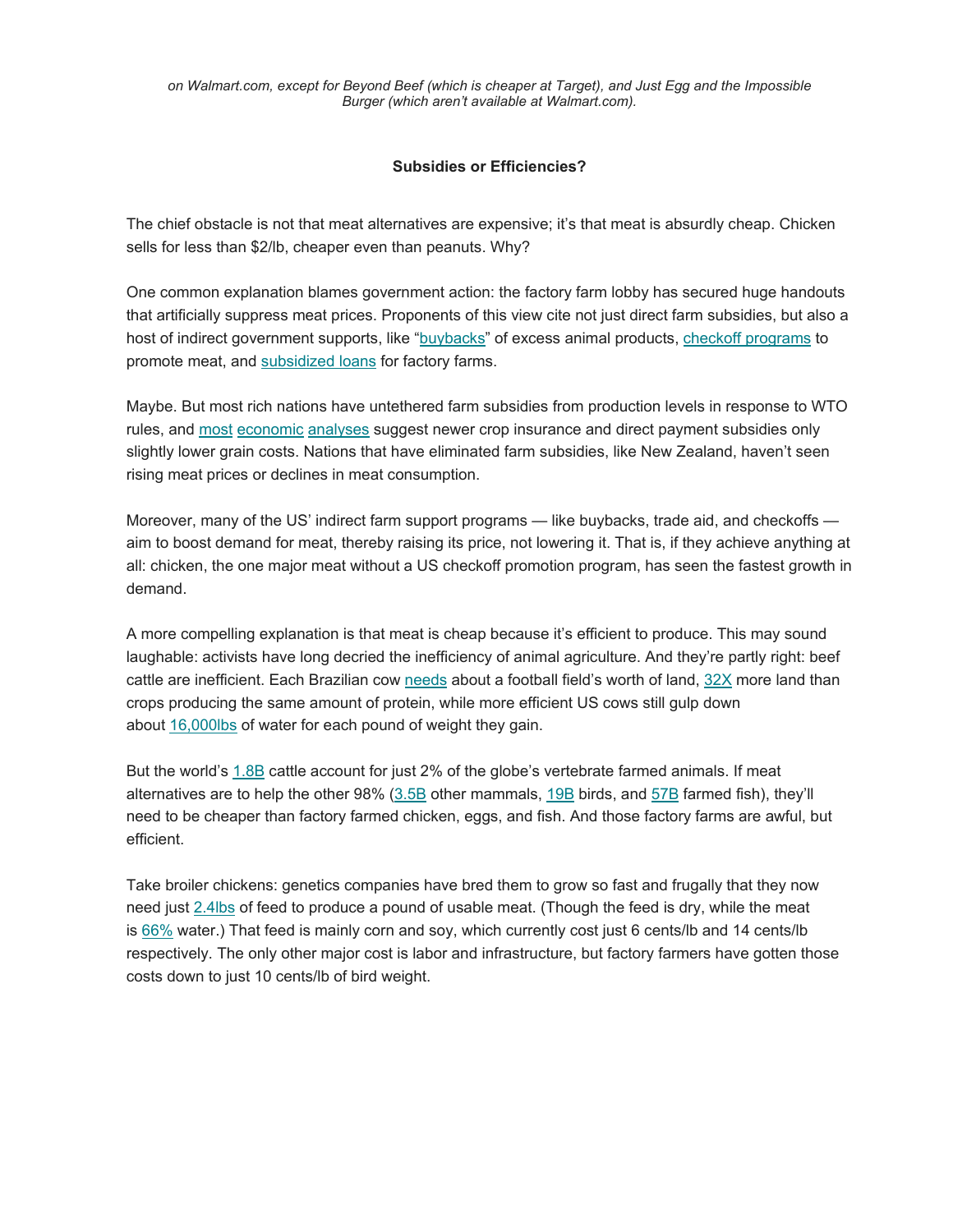*on Walmart.com, except for Beyond Beef (which is cheaper at Target), and Just Egg and the Impossible Burger (which aren't available at Walmart.com).*

### Subsidies or Efficiencies?

The chief obstacle is not that meat alternatives are expensive; it's that meat is absurdly cheap. Chicken sells for less than $2/lb, cheaper even than peanuts. Why?

One common explanation blames government action: the factory farm lobby has secured huge handouts that artificially suppress meat prices. Proponents of this view cite not just direct farm subsidies, but also a host of indirect government supports, like "buybacks" of excess animal products, checkoff programs to promote meat, and subsidized loans for factory farms.

Maybe. But most rich nations have untethered farm subsidies from production levels in response to WTO rules, and most economic analyses suggest newer crop insurance and direct payment subsidies only slightly lower grain costs. Nations that have eliminated farm subsidies, like New Zealand, haven't seen rising meat prices or declines in meat consumption.

Moreover, many of the US' indirect farm support programs — like buybacks, trade aid, and checkoffs — aim to boost demand for meat, thereby raising its price, not lowering it. That is, if they achieve anything at all: chicken, the one major meat without a US checkoff promotion program, has seen the fastest growth in demand.

A more compelling explanation is that meat is cheap because it's efficient to produce. This may sound laughable: activists have long decried the inefficiency of animal agriculture. And they're partly right: beef cattle are inefficient. Each Brazilian cow needs about a football field's worth of land, 32X more land than crops producing the same amount of protein, while more efficient US cows still gulp down about 16,000lbs of water for each pound of weight they gain.

But the world's 1.8B cattle account for just 2% of the globe's vertebrate farmed animals. If meat alternatives are to help the other 98% (3.5B other mammals, 19B birds, and 57B farmed fish), they'll need to be cheaper than factory farmed chicken, eggs, and fish. And those factory farms are awful, but efficient.

Take broiler chickens: genetics companies have bred them to grow so fast and frugally that they now need just 2.4lbs of feed to produce a pound of usable meat. (Though the feed is dry, while the meat is 66% water.) That feed is mainly corn and soy, which currently cost just 6 cents/lb and 14 cents/lb respectively. The only other major cost is labor and infrastructure, but factory farmers have gotten those costs down to just 10 cents/lb of bird weight.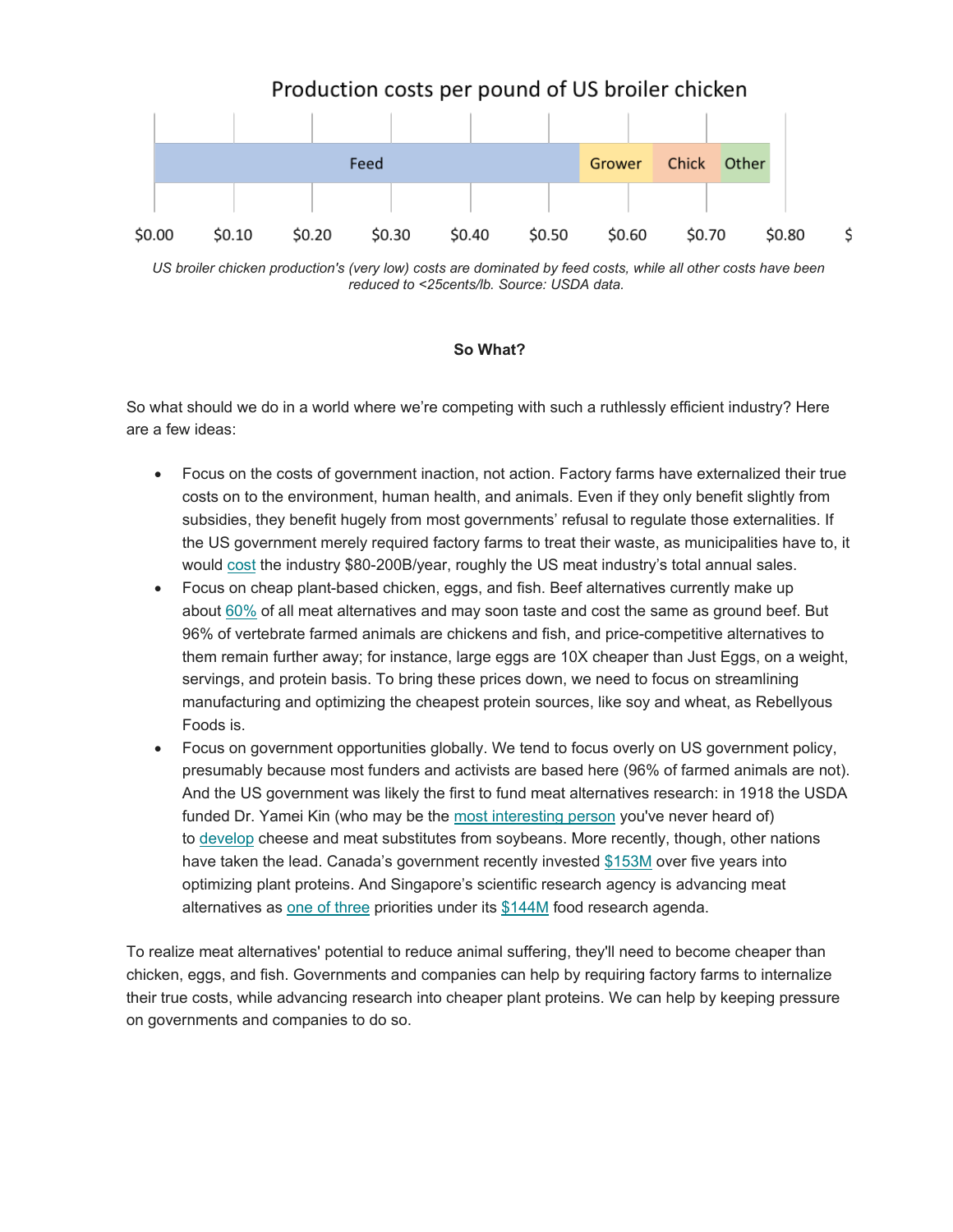Production costs per pound of US broiler chicken

Feed

Grower

Chick

Other

$0.00 $0.10 $0.20 $0.30 $0.40 $0.50 $0.60 $0.70 $0.80 $

*US broiler chicken production's (very low) costs are dominated by feed costs, while all other costs have been reduced to <25cents/lb. Source: USDA data.*

**So What?**

So what should we do in a world where we're competing with such a ruthlessly efficient industry? Here are a few ideas:

- Focus on the costs of government inaction, not action. Factory farms have externalized their true costs on to the environment, human health, and animals. Even if they only benefit slightly from subsidies, they benefit hugely from most governments' refusal to regulate those externalities. If the US government merely required factory farms to treat their waste, as municipalities have to, it would cost the industry $80-200B/year, roughly the US meat industry's total annual sales.
- Focus on cheap plant-based chicken, eggs, and fish. Beef alternatives currently make up about 60% of all meat alternatives and may soon taste and cost the same as ground beef. But 96% of vertebrate farmed animals are chickens and fish, and price-competitive alternatives to them remain further away; for instance, large eggs are 10X cheaper than Just Eggs, on a weight, servings, and protein basis. To bring these prices down, we need to focus on streamlining manufacturing and optimizing the cheapest protein sources, like soy and wheat, as Rebellyous Foods is.
- Focus on government opportunities globally. We tend to focus overly on US government policy, presumably because most funders and activists are based here (96% of farmed animals are not). And the US government was likely the first to fund meat alternatives research: in 1918 the USDA funded Dr. Yamei Kin (who may be the most interesting person you've never heard of) to develop cheese and meat substitutes from soybeans. More recently, though, other nations have taken the lead. Canada's government recently invested $153M over five years into optimizing plant proteins. And Singapore's scientific research agency is advancing meat alternatives as one of three priorities under its $144M food research agenda.

To realize meat alternatives' potential to reduce animal suffering, they'll need to become cheaper than chicken, eggs, and fish. Governments and companies can help by requiring factory farms to internalize their true costs, while advancing research into cheaper plant proteins. We can help by keeping pressure on governments and companies to do so.